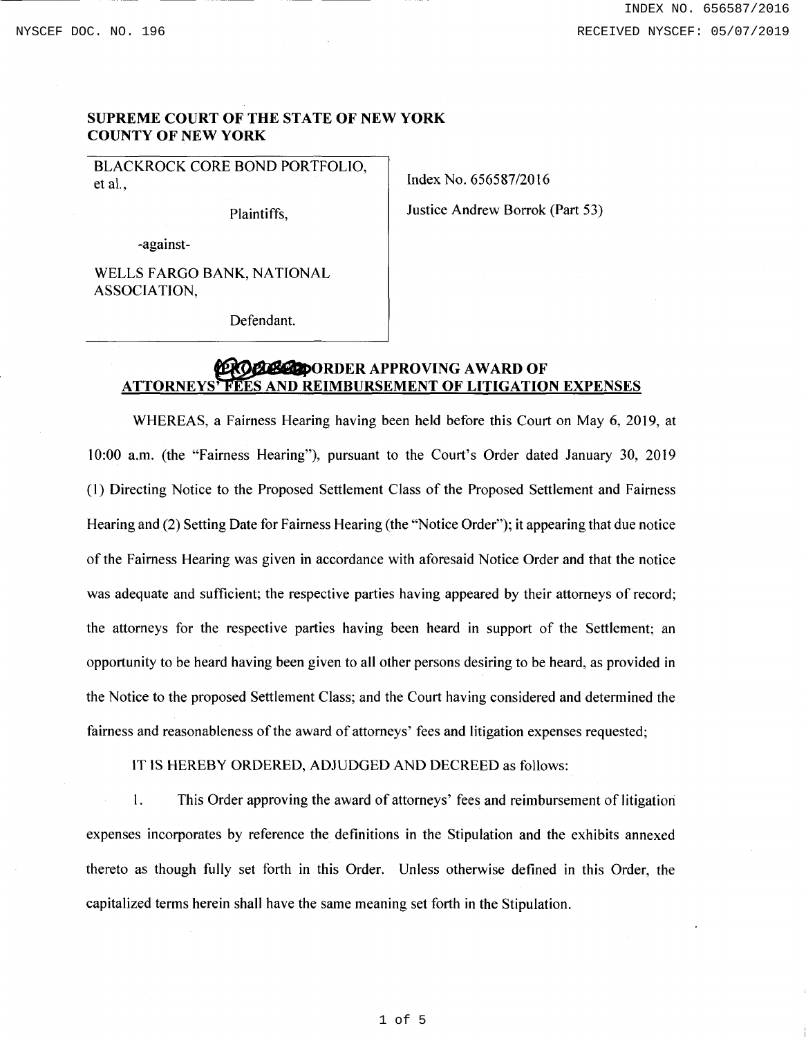SUPREME COURT OF THE STATE OF NEW YORK
COUNTY OF NEW YORK

| | |
|---|---|
| BLACKROCK CORE BOND PORTFOLIO, et al., Plaintiffs, -against- WELLS FARGO BANK, NATIONAL ASSOCIATION, Defendant. | Index No. 656587/2016 Justice Andrew Borrok (Part 53) |

## ~~[PROPOSED]~~ ORDER APPROVING AWARD OF ATTORNEYS' FEES AND REIMBURSEMENT OF LITIGATION EXPENSES

WHEREAS, a Fairness Hearing having been held before this Court on May 6, 2019, at 10:00 a.m. (the "Fairness Hearing"), pursuant to the Court's Order dated January 30, 2019 (1) Directing Notice to the Proposed Settlement Class of the Proposed Settlement and Fairness Hearing and (2) Setting Date for Fairness Hearing (the "Notice Order"); it appearing that due notice of the Fairness Hearing was given in accordance with aforesaid Notice Order and that the notice was adequate and sufficient; the respective parties having appeared by their attorneys of record; the attorneys for the respective parties having been heard in support of the Settlement; an opportunity to be heard having been given to all other persons desiring to be heard, as provided in the Notice to the proposed Settlement Class; and the Court having considered and determined the fairness and reasonableness of the award of attorneys' fees and litigation expenses requested;

IT IS HEREBY ORDERED, ADJUDGED AND DECREED as follows:

1. This Order approving the award of attorneys' fees and reimbursement of litigation expenses incorporates by reference the definitions in the Stipulation and the exhibits annexed thereto as though fully set forth in this Order. Unless otherwise defined in this Order, the capitalized terms herein shall have the same meaning set forth in the Stipulation.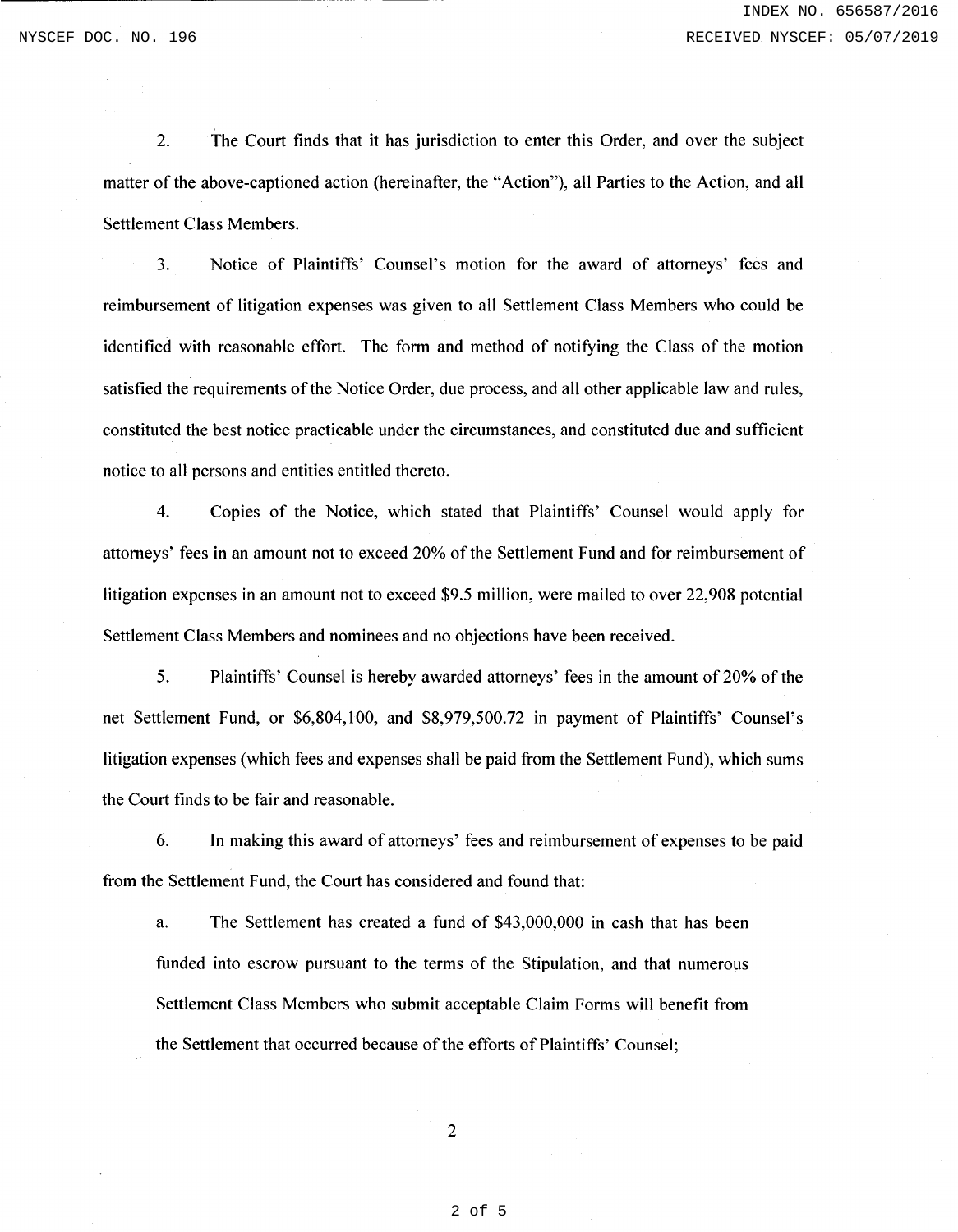2. The Court finds that it has jurisdiction to enter this Order, and over the subject matter of the above-captioned action (hereinafter, the "Action"), all Parties to the Action, and all Settlement Class Members.

3. Notice of Plaintiffs' Counsel's motion for the award of attorneys' fees and reimbursement of litigation expenses was given to all Settlement Class Members who could be identified with reasonable effort. The form and method of notifying the Class of the motion satisfied the requirements of the Notice Order, due process, and all other applicable law and rules, constituted the best notice practicable under the circumstances, and constituted due and sufficient notice to all persons and entities entitled thereto.

4. Copies of the Notice, which stated that Plaintiffs' Counsel would apply for attorneys' fees in an amount not to exceed 20% of the Settlement Fund and for reimbursement of litigation expenses in an amount not to exceed $9.5 million, were mailed to over 22,908 potential Settlement Class Members and nominees and no objections have been received.

5. Plaintiffs' Counsel is hereby awarded attorneys' fees in the amount of 20% of the net Settlement Fund, or $6,804,100, and $8,979,500.72 in payment of Plaintiffs' Counsel's litigation expenses (which fees and expenses shall be paid from the Settlement Fund), which sums the Court finds to be fair and reasonable.

6. In making this award of attorneys' fees and reimbursement of expenses to be paid from the Settlement Fund, the Court has considered and found that:

a. The Settlement has created a fund of $43,000,000 in cash that has been funded into escrow pursuant to the terms of the Stipulation, and that numerous Settlement Class Members who submit acceptable Claim Forms will benefit from the Settlement that occurred because of the efforts of Plaintiffs' Counsel;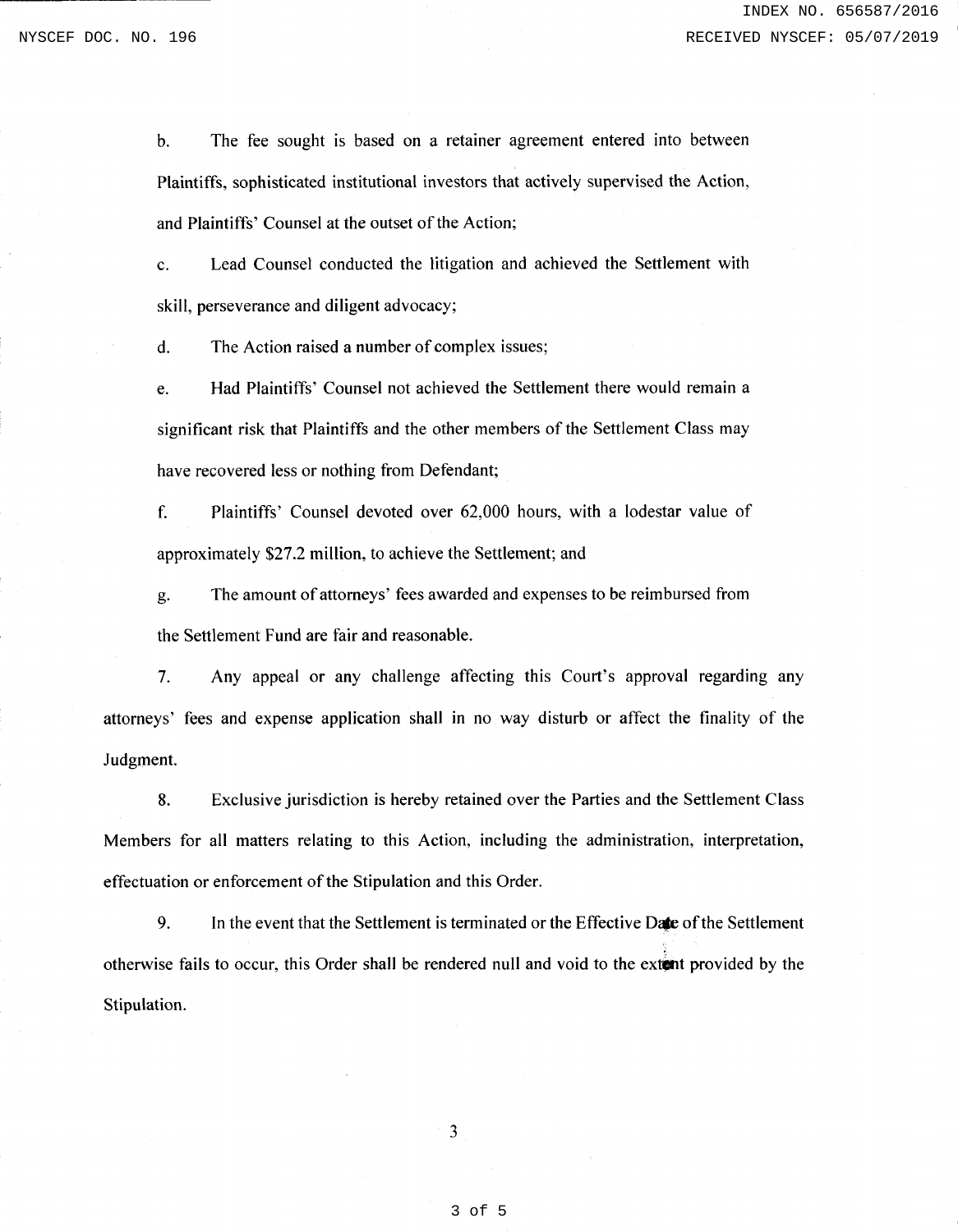b. The fee sought is based on a retainer agreement entered into between Plaintiffs, sophisticated institutional investors that actively supervised the Action, and Plaintiffs' Counsel at the outset of the Action;

c. Lead Counsel conducted the litigation and achieved the Settlement with skill, perseverance and diligent advocacy;

d. The Action raised a number of complex issues;

e. Had Plaintiffs' Counsel not achieved the Settlement there would remain a significant risk that Plaintiffs and the other members of the Settlement Class may have recovered less or nothing from Defendant;

f. Plaintiffs' Counsel devoted over 62,000 hours, with a lodestar value of approximately $27.2 million, to achieve the Settlement; and

g. The amount of attorneys' fees awarded and expenses to be reimbursed from the Settlement Fund are fair and reasonable.

7. Any appeal or any challenge affecting this Court's approval regarding any attorneys' fees and expense application shall in no way disturb or affect the finality of the Judgment.

8. Exclusive jurisdiction is hereby retained over the Parties and the Settlement Class Members for all matters relating to this Action, including the administration, interpretation, effectuation or enforcement of the Stipulation and this Order.

9. In the event that the Settlement is terminated or the Effective Date of the Settlement otherwise fails to occur, this Order shall be rendered null and void to the extent provided by the Stipulation.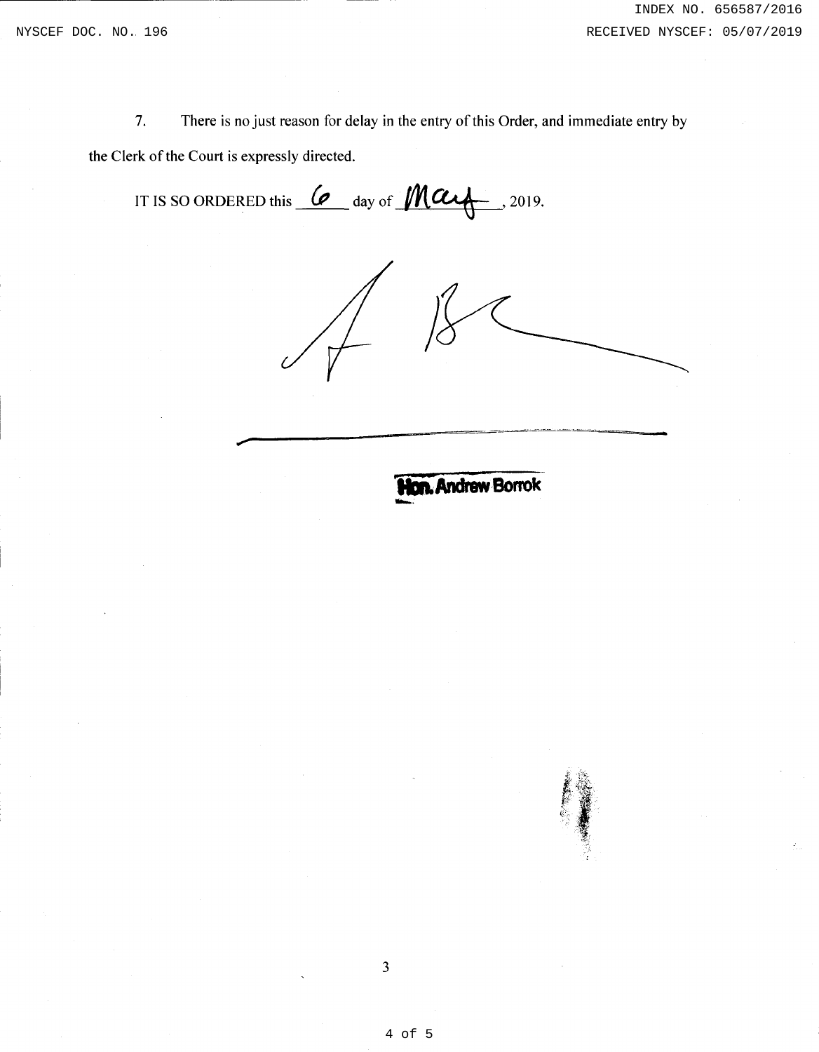7. There is no just reason for delay in the entry of this Order, and immediate entry by the Clerk of the Court is expressly directed.

IT IS SO ORDERED this 6 day of May, 2019.

Hon. Andrew Borrok